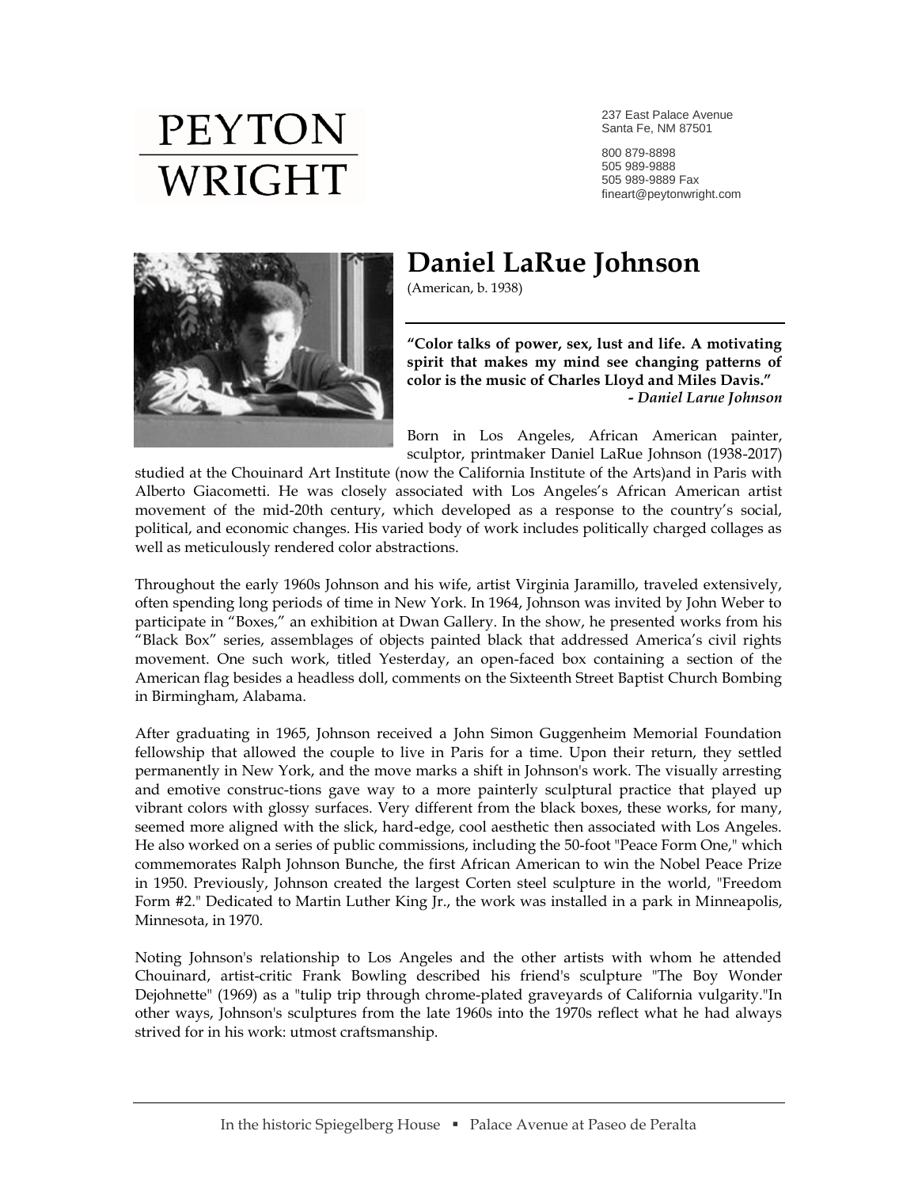# PEYTON WRIGHT

237 East Palace Avenue
Santa Fe, NM 87501

800 879-8898
505 989-9888
505 989-9889 Fax
fineart@peytonwright.com

## Daniel LaRue Johnson

(American, b. 1938)

**"Color talks of power, sex, lust and life. A motivating spirit that makes my mind see changing patterns of color is the music of Charles Lloyd and Miles Davis."**
***- Daniel Larue Johnson***

Born in Los Angeles, African American painter, sculptor, printmaker Daniel LaRue Johnson (1938-2017) studied at the Chouinard Art Institute (now the California Institute of the Arts)and in Paris with Alberto Giacometti. He was closely associated with Los Angeles's African American artist movement of the mid-20th century, which developed as a response to the country's social, political, and economic changes. His varied body of work includes politically charged collages as well as meticulously rendered color abstractions.

Throughout the early 1960s Johnson and his wife, artist Virginia Jaramillo, traveled extensively, often spending long periods of time in New York. In 1964, Johnson was invited by John Weber to participate in "Boxes," an exhibition at Dwan Gallery. In the show, he presented works from his "Black Box" series, assemblages of objects painted black that addressed America's civil rights movement. One such work, titled Yesterday, an open-faced box containing a section of the American flag besides a headless doll, comments on the Sixteenth Street Baptist Church Bombing in Birmingham, Alabama.

After graduating in 1965, Johnson received a John Simon Guggenheim Memorial Foundation fellowship that allowed the couple to live in Paris for a time. Upon their return, they settled permanently in New York, and the move marks a shift in Johnson's work. The visually arresting and emotive construc-tions gave way to a more painterly sculptural practice that played up vibrant colors with glossy surfaces. Very different from the black boxes, these works, for many, seemed more aligned with the slick, hard-edge, cool aesthetic then associated with Los Angeles. He also worked on a series of public commissions, including the 50-foot "Peace Form One," which commemorates Ralph Johnson Bunche, the first African American to win the Nobel Peace Prize in 1950. Previously, Johnson created the largest Corten steel sculpture in the world, "Freedom Form #2." Dedicated to Martin Luther King Jr., the work was installed in a park in Minneapolis, Minnesota, in 1970.

Noting Johnson's relationship to Los Angeles and the other artists with whom he attended Chouinard, artist-critic Frank Bowling described his friend's sculpture "The Boy Wonder Dejohnette" (1969) as a "tulip trip through chrome-plated graveyards of California vulgarity."In other ways, Johnson's sculptures from the late 1960s into the 1970s reflect what he had always strived for in his work: utmost craftsmanship.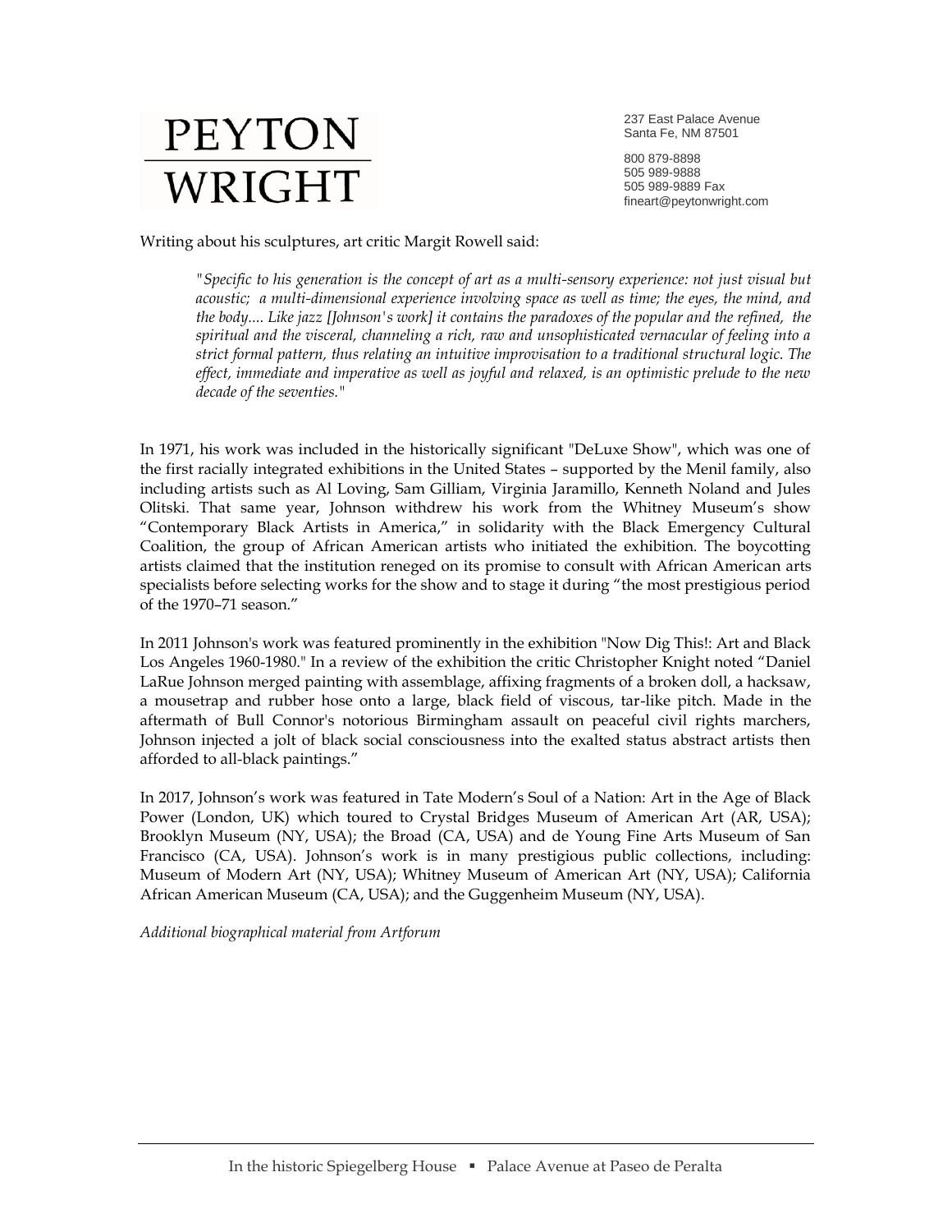Writing about his sculptures, art critic Margit Rowell said:

> *"Specific to his generation is the concept of art as a multi-sensory experience: not just visual but acoustic; a multi-dimensional experience involving space as well as time; the eyes, the mind, and the body.... Like jazz [Johnson's work] it contains the paradoxes of the popular and the refined, the spiritual and the visceral, channeling a rich, raw and unsophisticated vernacular of feeling into a strict formal pattern, thus relating an intuitive improvisation to a traditional structural logic. The effect, immediate and imperative as well as joyful and relaxed, is an optimistic prelude to the new decade of the seventies."*

In 1971, his work was included in the historically significant "DeLuxe Show", which was one of the first racially integrated exhibitions in the United States – supported by the Menil family, also including artists such as Al Loving, Sam Gilliam, Virginia Jaramillo, Kenneth Noland and Jules Olitski. That same year, Johnson withdrew his work from the Whitney Museum's show "Contemporary Black Artists in America," in solidarity with the Black Emergency Cultural Coalition, the group of African American artists who initiated the exhibition. The boycotting artists claimed that the institution reneged on its promise to consult with African American arts specialists before selecting works for the show and to stage it during "the most prestigious period of the 1970–71 season."

In 2011 Johnson's work was featured prominently in the exhibition "Now Dig This!: Art and Black Los Angeles 1960-1980." In a review of the exhibition the critic Christopher Knight noted "Daniel LaRue Johnson merged painting with assemblage, affixing fragments of a broken doll, a hacksaw, a mousetrap and rubber hose onto a large, black field of viscous, tar-like pitch. Made in the aftermath of Bull Connor's notorious Birmingham assault on peaceful civil rights marchers, Johnson injected a jolt of black social consciousness into the exalted status abstract artists then afforded to all-black paintings."

In 2017, Johnson's work was featured in Tate Modern's Soul of a Nation: Art in the Age of Black Power (London, UK) which toured to Crystal Bridges Museum of American Art (AR, USA); Brooklyn Museum (NY, USA); the Broad (CA, USA) and de Young Fine Arts Museum of San Francisco (CA, USA). Johnson's work is in many prestigious public collections, including: Museum of Modern Art (NY, USA); Whitney Museum of American Art (NY, USA); California African American Museum (CA, USA); and the Guggenheim Museum (NY, USA).

*Additional biographical material from Artforum*